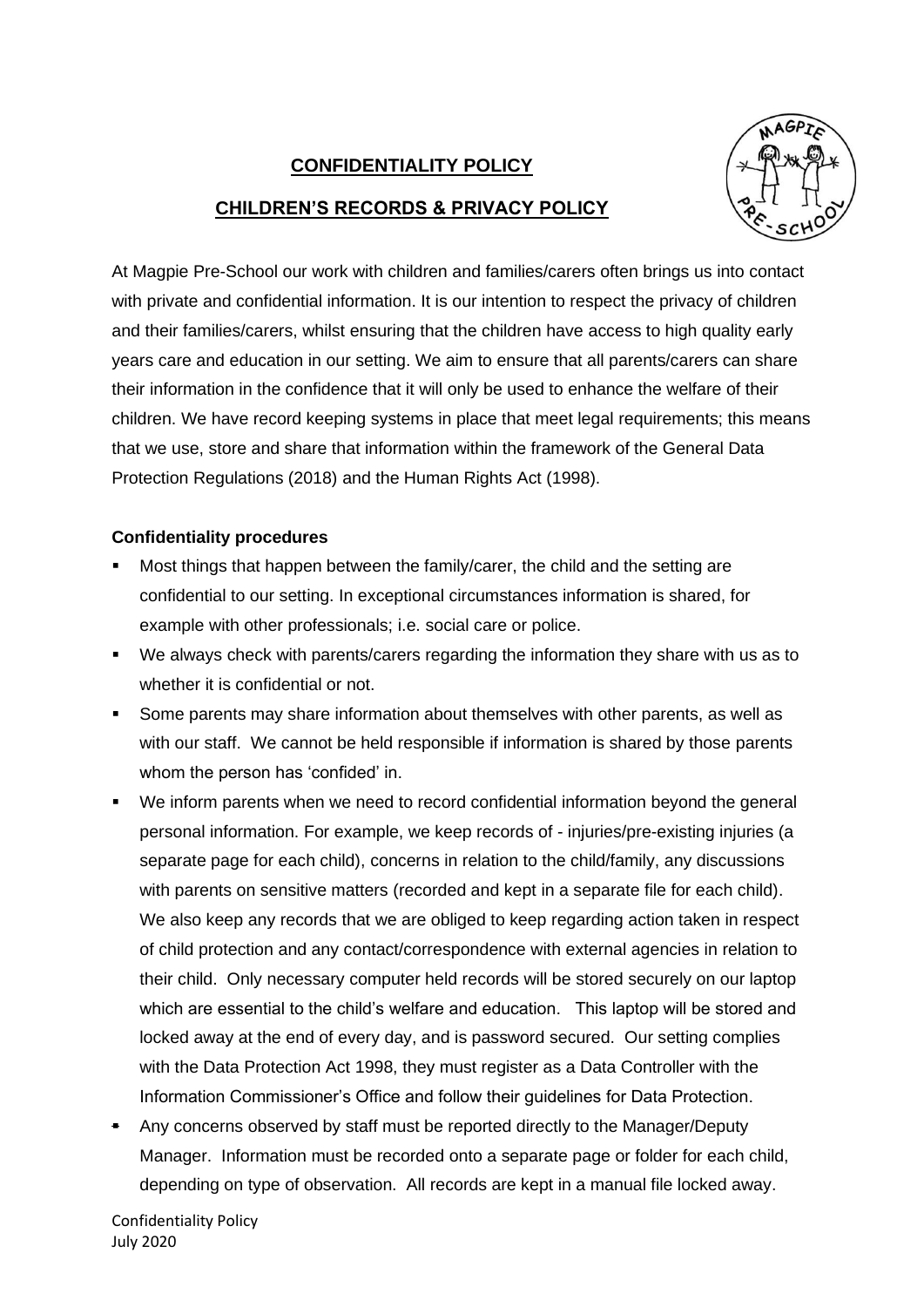# CONFIDENTIALITY POLICY

## CHILDREN'S RECORDS & PRIVACY POLICY

At Magpie Pre-School our work with children and families/carers often brings us into contact with private and confidential information. It is our intention to respect the privacy of children and their families/carers, whilst ensuring that the children have access to high quality early years care and education in our setting. We aim to ensure that all parents/carers can share their information in the confidence that it will only be used to enhance the welfare of their children. We have record keeping systems in place that meet legal requirements; this means that we use, store and share that information within the framework of the General Data Protection Regulations (2018) and the Human Rights Act (1998).

**Confidentiality procedures**

- Most things that happen between the family/carer, the child and the setting are confidential to our setting. In exceptional circumstances information is shared, for example with other professionals; i.e. social care or police.
- We always check with parents/carers regarding the information they share with us as to whether it is confidential or not.
- Some parents may share information about themselves with other parents, as well as with our staff. We cannot be held responsible if information is shared by those parents whom the person has 'confided' in.
- We inform parents when we need to record confidential information beyond the general personal information. For example, we keep records of - injuries/pre-existing injuries (a separate page for each child), concerns in relation to the child/family, any discussions with parents on sensitive matters (recorded and kept in a separate file for each child). We also keep any records that we are obliged to keep regarding action taken in respect of child protection and any contact/correspondence with external agencies in relation to their child. Only necessary computer held records will be stored securely on our laptop which are essential to the child's welfare and education. This laptop will be stored and locked away at the end of every day, and is password secured. Our setting complies with the Data Protection Act 1998, they must register as a Data Controller with the Information Commissioner's Office and follow their guidelines for Data Protection.
- Any concerns observed by staff must be reported directly to the Manager/Deputy Manager. Information must be recorded onto a separate page or folder for each child, depending on type of observation. All records are kept in a manual file locked away.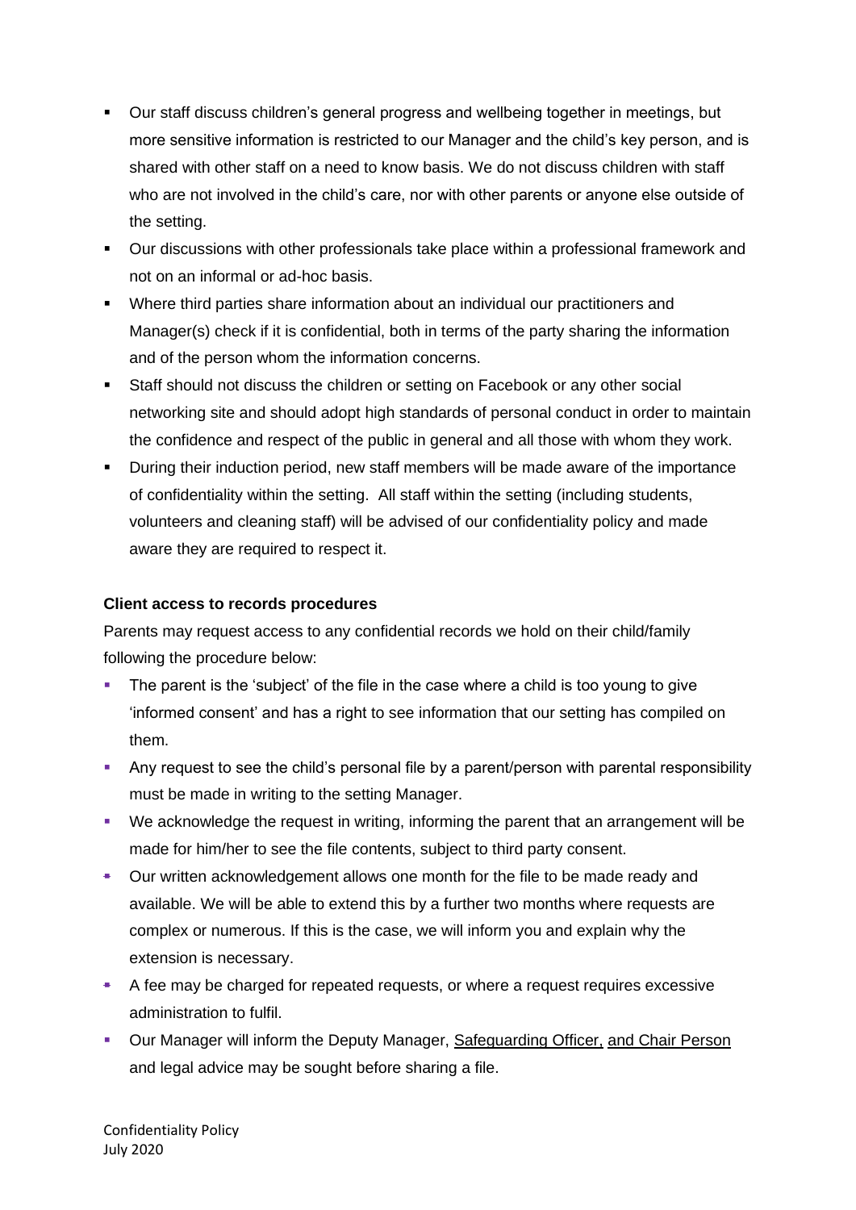- Our staff discuss children's general progress and wellbeing together in meetings, but more sensitive information is restricted to our Manager and the child's key person, and is shared with other staff on a need to know basis. We do not discuss children with staff who are not involved in the child's care, nor with other parents or anyone else outside of the setting.
- Our discussions with other professionals take place within a professional framework and not on an informal or ad-hoc basis.
- Where third parties share information about an individual our practitioners and Manager(s) check if it is confidential, both in terms of the party sharing the information and of the person whom the information concerns.
- Staff should not discuss the children or setting on Facebook or any other social networking site and should adopt high standards of personal conduct in order to maintain the confidence and respect of the public in general and all those with whom they work.
- During their induction period, new staff members will be made aware of the importance of confidentiality within the setting. All staff within the setting (including students, volunteers and cleaning staff) will be advised of our confidentiality policy and made aware they are required to respect it.

**Client access to records procedures**

Parents may request access to any confidential records we hold on their child/family following the procedure below:

- The parent is the 'subject' of the file in the case where a child is too young to give 'informed consent' and has a right to see information that our setting has compiled on them.
- Any request to see the child's personal file by a parent/person with parental responsibility must be made in writing to the setting Manager.
- We acknowledge the request in writing, informing the parent that an arrangement will be made for him/her to see the file contents, subject to third party consent.
- Our written acknowledgement allows one month for the file to be made ready and available. We will be able to extend this by a further two months where requests are complex or numerous. If this is the case, we will inform you and explain why the extension is necessary.
- A fee may be charged for repeated requests, or where a request requires excessive administration to fulfil.
- Our Manager will inform the Deputy Manager, Safeguarding Officer, and Chair Person and legal advice may be sought before sharing a file.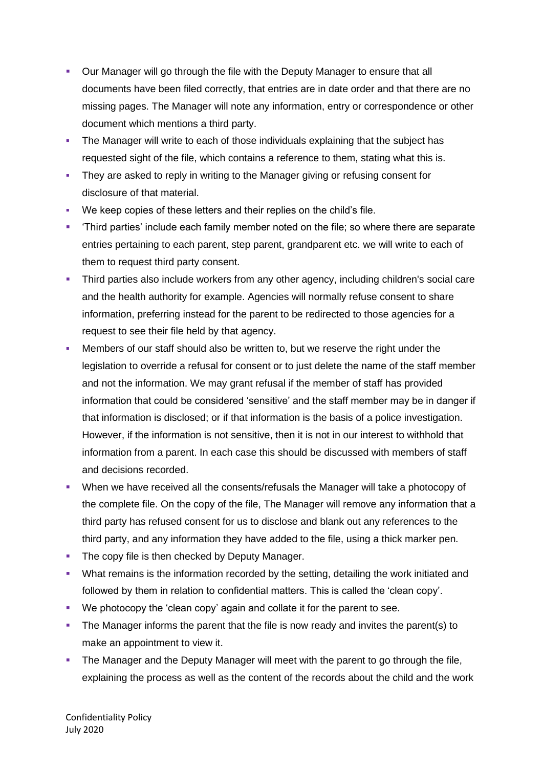- Our Manager will go through the file with the Deputy Manager to ensure that all documents have been filed correctly, that entries are in date order and that there are no missing pages. The Manager will note any information, entry or correspondence or other document which mentions a third party.
- The Manager will write to each of those individuals explaining that the subject has requested sight of the file, which contains a reference to them, stating what this is.
- They are asked to reply in writing to the Manager giving or refusing consent for disclosure of that material.
- We keep copies of these letters and their replies on the child's file.
- 'Third parties' include each family member noted on the file; so where there are separate entries pertaining to each parent, step parent, grandparent etc. we will write to each of them to request third party consent.
- Third parties also include workers from any other agency, including children's social care and the health authority for example. Agencies will normally refuse consent to share information, preferring instead for the parent to be redirected to those agencies for a request to see their file held by that agency.
- Members of our staff should also be written to, but we reserve the right under the legislation to override a refusal for consent or to just delete the name of the staff member and not the information. We may grant refusal if the member of staff has provided information that could be considered 'sensitive' and the staff member may be in danger if that information is disclosed; or if that information is the basis of a police investigation. However, if the information is not sensitive, then it is not in our interest to withhold that information from a parent. In each case this should be discussed with members of staff and decisions recorded.
- When we have received all the consents/refusals the Manager will take a photocopy of the complete file. On the copy of the file, The Manager will remove any information that a third party has refused consent for us to disclose and blank out any references to the third party, and any information they have added to the file, using a thick marker pen.
- The copy file is then checked by Deputy Manager.
- What remains is the information recorded by the setting, detailing the work initiated and followed by them in relation to confidential matters. This is called the 'clean copy'.
- We photocopy the 'clean copy' again and collate it for the parent to see.
- The Manager informs the parent that the file is now ready and invites the parent(s) to make an appointment to view it.
- The Manager and the Deputy Manager will meet with the parent to go through the file, explaining the process as well as the content of the records about the child and the work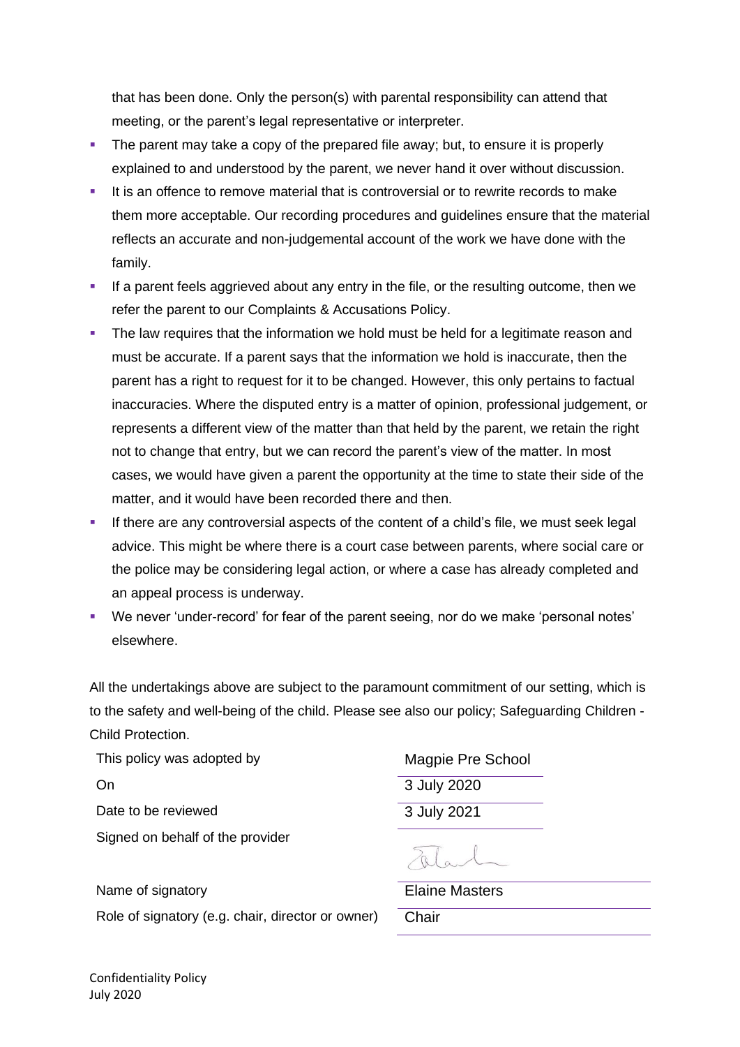that has been done. Only the person(s) with parental responsibility can attend that meeting, or the parent's legal representative or interpreter.

- The parent may take a copy of the prepared file away; but, to ensure it is properly explained to and understood by the parent, we never hand it over without discussion.
- It is an offence to remove material that is controversial or to rewrite records to make them more acceptable. Our recording procedures and guidelines ensure that the material reflects an accurate and non-judgemental account of the work we have done with the family.
- If a parent feels aggrieved about any entry in the file, or the resulting outcome, then we refer the parent to our Complaints & Accusations Policy.
- The law requires that the information we hold must be held for a legitimate reason and must be accurate. If a parent says that the information we hold is inaccurate, then the parent has a right to request for it to be changed. However, this only pertains to factual inaccuracies. Where the disputed entry is a matter of opinion, professional judgement, or represents a different view of the matter than that held by the parent, we retain the right not to change that entry, but we can record the parent's view of the matter. In most cases, we would have given a parent the opportunity at the time to state their side of the matter, and it would have been recorded there and then.
- If there are any controversial aspects of the content of a child's file, we must seek legal advice. This might be where there is a court case between parents, where social care or the police may be considering legal action, or where a case has already completed and an appeal process is underway.
- We never 'under-record' for fear of the parent seeing, nor do we make 'personal notes' elsewhere.

All the undertakings above are subject to the paramount commitment of our setting, which is to the safety and well-being of the child. Please see also our policy; Safeguarding Children - Child Protection.

| | |
|---|---|
| This policy was adopted by | Magpie Pre School |
| On | 3 July 2020 |
| Date to be reviewed | 3 July 2021 |
| Signed on behalf of the provider | [signature] |
| Name of signatory | Elaine Masters |
| Role of signatory (e.g. chair, director or owner) | Chair |

Confidentiality Policy
July 2020